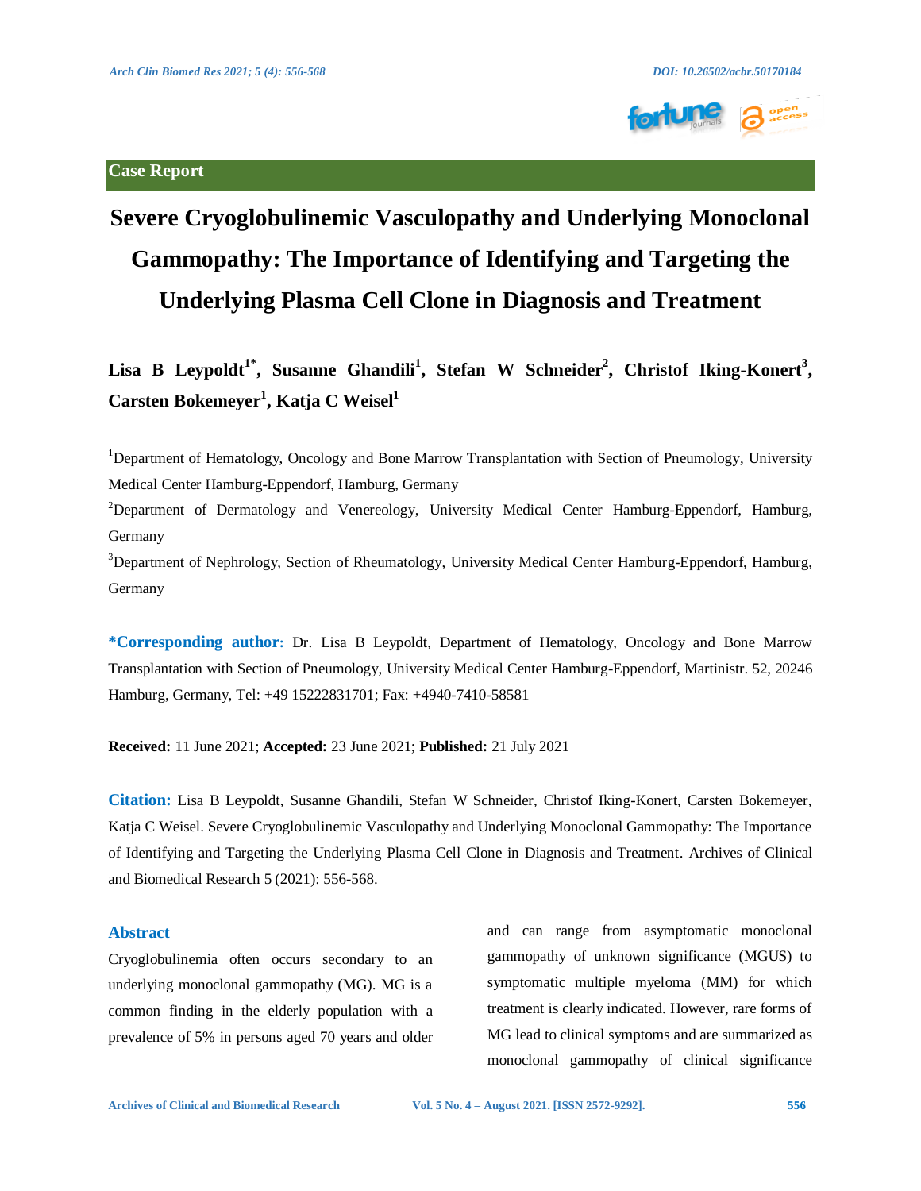Case Report

# Severe Cryoglobulinemic Vasculopathy and Underlying Monoclonal Gammopathy: The Importance of Identifying and Targeting the Underlying Plasma Cell Clone in Diagnosis and Treatment

**Lisa B Leypoldt[1*], Susanne Ghandili[1], Stefan W Schneider[2], Christof Iking-Konert[3], Carsten Bokemeyer[1], Katja C Weisel[1]**

[1]Department of Hematology, Oncology and Bone Marrow Transplantation with Section of Pneumology, University Medical Center Hamburg-Eppendorf, Hamburg, Germany

[2]Department of Dermatology and Venereology, University Medical Center Hamburg-Eppendorf, Hamburg, Germany

[3]Department of Nephrology, Section of Rheumatology, University Medical Center Hamburg-Eppendorf, Hamburg, Germany

**\*Corresponding author:** Dr. Lisa B Leypoldt, Department of Hematology, Oncology and Bone Marrow Transplantation with Section of Pneumology, University Medical Center Hamburg-Eppendorf, Martinistr. 52, 20246 Hamburg, Germany, Tel: +49 15222831701; Fax: +4940-7410-58581

**Received:** 11 June 2021; **Accepted:** 23 June 2021; **Published:** 21 July 2021

**Citation:** Lisa B Leypoldt, Susanne Ghandili, Stefan W Schneider, Christof Iking-Konert, Carsten Bokemeyer, Katja C Weisel. Severe Cryoglobulinemic Vasculopathy and Underlying Monoclonal Gammopathy: The Importance of Identifying and Targeting the Underlying Plasma Cell Clone in Diagnosis and Treatment. Archives of Clinical and Biomedical Research 5 (2021): 556-568.

## Abstract

Cryoglobulinemia often occurs secondary to an underlying monoclonal gammopathy (MG). MG is a common finding in the elderly population with a prevalence of 5% in persons aged 70 years and older and can range from asymptomatic monoclonal gammopathy of unknown significance (MGUS) to symptomatic multiple myeloma (MM) for which treatment is clearly indicated. However, rare forms of MG lead to clinical symptoms and are summarized as monoclonal gammopathy of clinical significance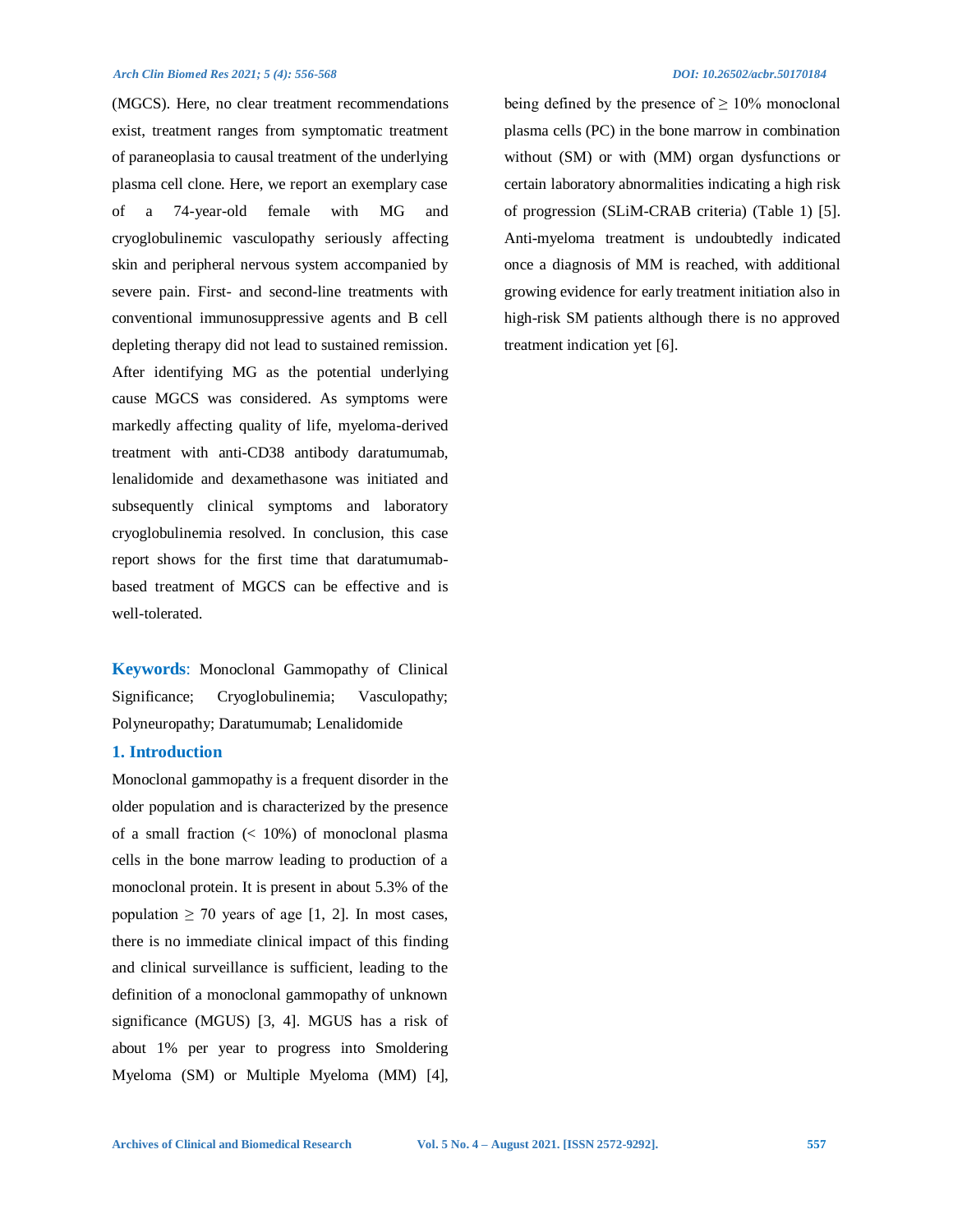(MGCS). Here, no clear treatment recommendations exist, treatment ranges from symptomatic treatment of paraneoplasia to causal treatment of the underlying plasma cell clone. Here, we report an exemplary case of a 74-year-old female with MG and cryoglobulinemic vasculopathy seriously affecting skin and peripheral nervous system accompanied by severe pain. First- and second-line treatments with conventional immunosuppressive agents and B cell depleting therapy did not lead to sustained remission. After identifying MG as the potential underlying cause MGCS was considered. As symptoms were markedly affecting quality of life, myeloma-derived treatment with anti-CD38 antibody daratumumab, lenalidomide and dexamethasone was initiated and subsequently clinical symptoms and laboratory cryoglobulinemia resolved. In conclusion, this case report shows for the first time that daratumumab-based treatment of MGCS can be effective and is well-tolerated.

**Keywords**: Monoclonal Gammopathy of Clinical Significance; Cryoglobulinemia; Vasculopathy; Polyneuropathy; Daratumumab; Lenalidomide

## 1. Introduction

Monoclonal gammopathy is a frequent disorder in the older population and is characterized by the presence of a small fraction (< 10%) of monoclonal plasma cells in the bone marrow leading to production of a monoclonal protein. It is present in about 5.3% of the population ≥ 70 years of age [1, 2]. In most cases, there is no immediate clinical impact of this finding and clinical surveillance is sufficient, leading to the definition of a monoclonal gammopathy of unknown significance (MGUS) [3, 4]. MGUS has a risk of about 1% per year to progress into Smoldering Myeloma (SM) or Multiple Myeloma (MM) [4], being defined by the presence of ≥ 10% monoclonal plasma cells (PC) in the bone marrow in combination without (SM) or with (MM) organ dysfunctions or certain laboratory abnormalities indicating a high risk of progression (SLiM-CRAB criteria) (Table 1) [5]. Anti-myeloma treatment is undoubtedly indicated once a diagnosis of MM is reached, with additional growing evidence for early treatment initiation also in high-risk SM patients although there is no approved treatment indication yet [6].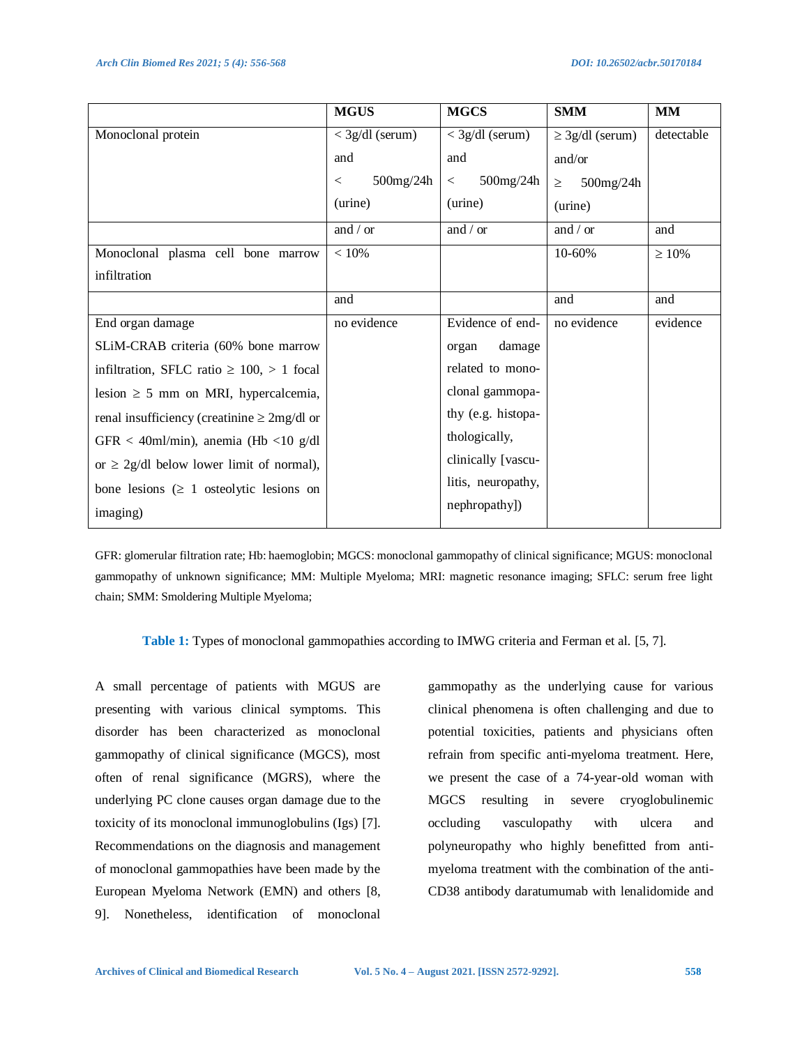| | MGUS | MGCS | SMM | MM |
|---|---|---|---|---|
| Monoclonal protein | < 3g/dl (serum) and < 500mg/24h (urine) | < 3g/dl (serum) and < 500mg/24h (urine) | ≥ 3g/dl (serum) and/or ≥ 500mg/24h (urine) | detectable |
| | and / or | and / or | and / or | and |
| Monoclonal plasma cell bone marrow infiltration | < 10% | | 10-60% | ≥ 10% |
| | and | | and | and |
| End organ damage SLiM-CRAB criteria (60% bone marrow infiltration, SFLC ratio ≥ 100, > 1 focal lesion ≥ 5 mm on MRI, hypercalcemia, renal insufficiency (creatinine ≥ 2mg/dl or GFR < 40ml/min), anemia (Hb <10 g/dl or ≥ 2g/dl below lower limit of normal), bone lesions (≥ 1 osteolytic lesions on imaging) | no evidence | Evidence of end-organ damage related to monoclonal gammopathy (e.g. histopathologically, clinically [vasculitis, neuropathy, nephropathy]) | no evidence | evidence |

GFR: glomerular filtration rate; Hb: haemoglobin; MGCS: monoclonal gammopathy of clinical significance; MGUS: monoclonal gammopathy of unknown significance; MM: Multiple Myeloma; MRI: magnetic resonance imaging; SFLC: serum free light chain; SMM: Smoldering Multiple Myeloma;

**Table 1:** Types of monoclonal gammopathies according to IMWG criteria and Ferman et al. [5, 7].

A small percentage of patients with MGUS are presenting with various clinical symptoms. This disorder has been characterized as monoclonal gammopathy of clinical significance (MGCS), most often of renal significance (MGRS), where the underlying PC clone causes organ damage due to the toxicity of its monoclonal immunoglobulins (Igs) [7]. Recommendations on the diagnosis and management of monoclonal gammopathies have been made by the European Myeloma Network (EMN) and others [8, 9]. Nonetheless, identification of monoclonal gammopathy as the underlying cause for various clinical phenomena is often challenging and due to potential toxicities, patients and physicians often refrain from specific anti-myeloma treatment. Here, we present the case of a 74-year-old woman with MGCS resulting in severe cryoglobulinemic occluding vasculopathy with ulcera and polyneuropathy who highly benefitted from anti-myeloma treatment with the combination of the anti-CD38 antibody daratumumab with lenalidomide and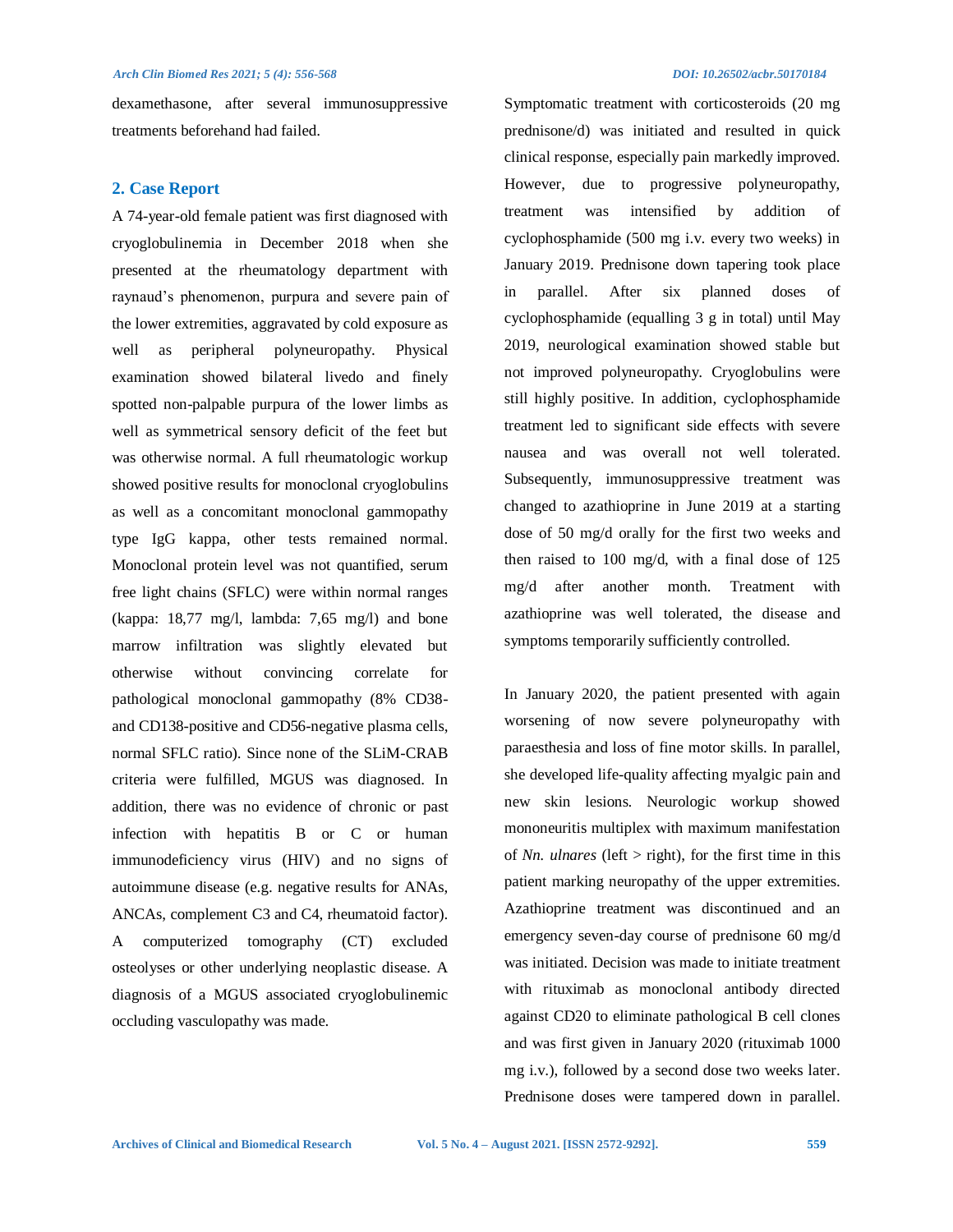dexamethasone, after several immunosuppressive treatments beforehand had failed.

## 2. Case Report

A 74-year-old female patient was first diagnosed with cryoglobulinemia in December 2018 when she presented at the rheumatology department with raynaud's phenomenon, purpura and severe pain of the lower extremities, aggravated by cold exposure as well as peripheral polyneuropathy. Physical examination showed bilateral livedo and finely spotted non-palpable purpura of the lower limbs as well as symmetrical sensory deficit of the feet but was otherwise normal. A full rheumatologic workup showed positive results for monoclonal cryoglobulins as well as a concomitant monoclonal gammopathy type IgG kappa, other tests remained normal. Monoclonal protein level was not quantified, serum free light chains (SFLC) were within normal ranges (kappa: 18,77 mg/l, lambda: 7,65 mg/l) and bone marrow infiltration was slightly elevated but otherwise without convincing correlate for pathological monoclonal gammopathy (8% CD38- and CD138-positive and CD56-negative plasma cells, normal SFLC ratio). Since none of the SLiM-CRAB criteria were fulfilled, MGUS was diagnosed. In addition, there was no evidence of chronic or past infection with hepatitis B or C or human immunodeficiency virus (HIV) and no signs of autoimmune disease (e.g. negative results for ANAs, ANCAs, complement C3 and C4, rheumatoid factor). A computerized tomography (CT) excluded osteolyses or other underlying neoplastic disease. A diagnosis of a MGUS associated cryoglobulinemic occluding vasculopathy was made.

Symptomatic treatment with corticosteroids (20 mg prednisone/d) was initiated and resulted in quick clinical response, especially pain markedly improved. However, due to progressive polyneuropathy, treatment was intensified by addition of cyclophosphamide (500 mg i.v. every two weeks) in January 2019. Prednisone down tapering took place in parallel. After six planned doses of cyclophosphamide (equalling 3 g in total) until May 2019, neurological examination showed stable but not improved polyneuropathy. Cryoglobulins were still highly positive. In addition, cyclophosphamide treatment led to significant side effects with severe nausea and was overall not well tolerated. Subsequently, immunosuppressive treatment was changed to azathioprine in June 2019 at a starting dose of 50 mg/d orally for the first two weeks and then raised to 100 mg/d, with a final dose of 125 mg/d after another month. Treatment with azathioprine was well tolerated, the disease and symptoms temporarily sufficiently controlled.

In January 2020, the patient presented with again worsening of now severe polyneuropathy with paraesthesia and loss of fine motor skills. In parallel, she developed life-quality affecting myalgic pain and new skin lesions. Neurologic workup showed mononeuritis multiplex with maximum manifestation of *Nn. ulnares* (left > right), for the first time in this patient marking neuropathy of the upper extremities. Azathioprine treatment was discontinued and an emergency seven-day course of prednisone 60 mg/d was initiated. Decision was made to initiate treatment with rituximab as monoclonal antibody directed against CD20 to eliminate pathological B cell clones and was first given in January 2020 (rituximab 1000 mg i.v.), followed by a second dose two weeks later. Prednisone doses were tampered down in parallel.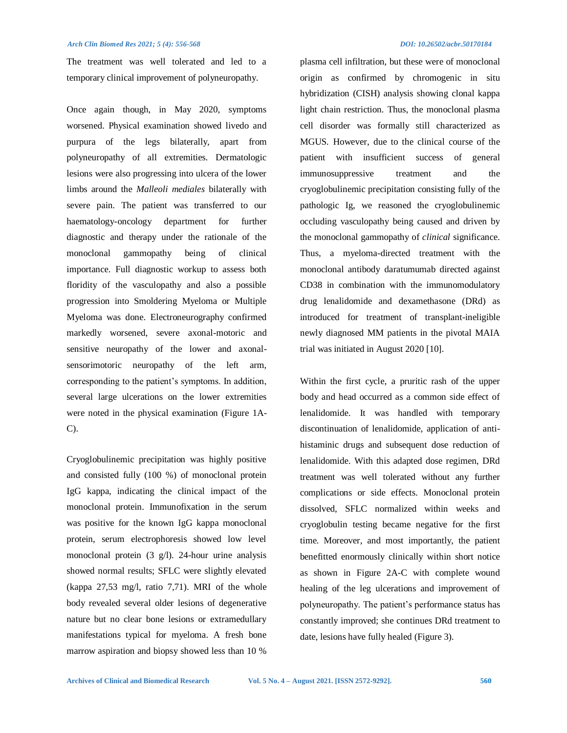The treatment was well tolerated and led to a temporary clinical improvement of polyneuropathy.

Once again though, in May 2020, symptoms worsened. Physical examination showed livedo and purpura of the legs bilaterally, apart from polyneuropathy of all extremities. Dermatologic lesions were also progressing into ulcera of the lower limbs around the *Malleoli mediales* bilaterally with severe pain. The patient was transferred to our haematology-oncology department for further diagnostic and therapy under the rationale of the monoclonal gammopathy being of clinical importance. Full diagnostic workup to assess both floridity of the vasculopathy and also a possible progression into Smoldering Myeloma or Multiple Myeloma was done. Electroneurography confirmed markedly worsened, severe axonal-motoric and sensitive neuropathy of the lower and axonal-sensorimotoric neuropathy of the left arm, corresponding to the patient's symptoms. In addition, several large ulcerations on the lower extremities were noted in the physical examination (Figure 1A-C).

Cryoglobulinemic precipitation was highly positive and consisted fully (100 %) of monoclonal protein IgG kappa, indicating the clinical impact of the monoclonal protein. Immunofixation in the serum was positive for the known IgG kappa monoclonal protein, serum electrophoresis showed low level monoclonal protein (3 g/l). 24-hour urine analysis showed normal results; SFLC were slightly elevated (kappa 27,53 mg/l, ratio 7,71). MRI of the whole body revealed several older lesions of degenerative nature but no clear bone lesions or extramedullary manifestations typical for myeloma. A fresh bone marrow aspiration and biopsy showed less than 10 % plasma cell infiltration, but these were of monoclonal origin as confirmed by chromogenic in situ hybridization (CISH) analysis showing clonal kappa light chain restriction. Thus, the monoclonal plasma cell disorder was formally still characterized as MGUS. However, due to the clinical course of the patient with insufficient success of general immunosuppressive treatment and the cryoglobulinemic precipitation consisting fully of the pathologic Ig, we reasoned the cryoglobulinemic occluding vasculopathy being caused and driven by the monoclonal gammopathy of *clinical* significance. Thus, a myeloma-directed treatment with the monoclonal antibody daratumumab directed against CD38 in combination with the immunomodulatory drug lenalidomide and dexamethasone (DRd) as introduced for treatment of transplant-ineligible newly diagnosed MM patients in the pivotal MAIA trial was initiated in August 2020 [10].

Within the first cycle, a pruritic rash of the upper body and head occurred as a common side effect of lenalidomide. It was handled with temporary discontinuation of lenalidomide, application of anti-histaminic drugs and subsequent dose reduction of lenalidomide. With this adapted dose regimen, DRd treatment was well tolerated without any further complications or side effects. Monoclonal protein dissolved, SFLC normalized within weeks and cryoglobulin testing became negative for the first time. Moreover, and most importantly, the patient benefitted enormously clinically within short notice as shown in Figure 2A-C with complete wound healing of the leg ulcerations and improvement of polyneuropathy. The patient's performance status has constantly improved; she continues DRd treatment to date, lesions have fully healed (Figure 3).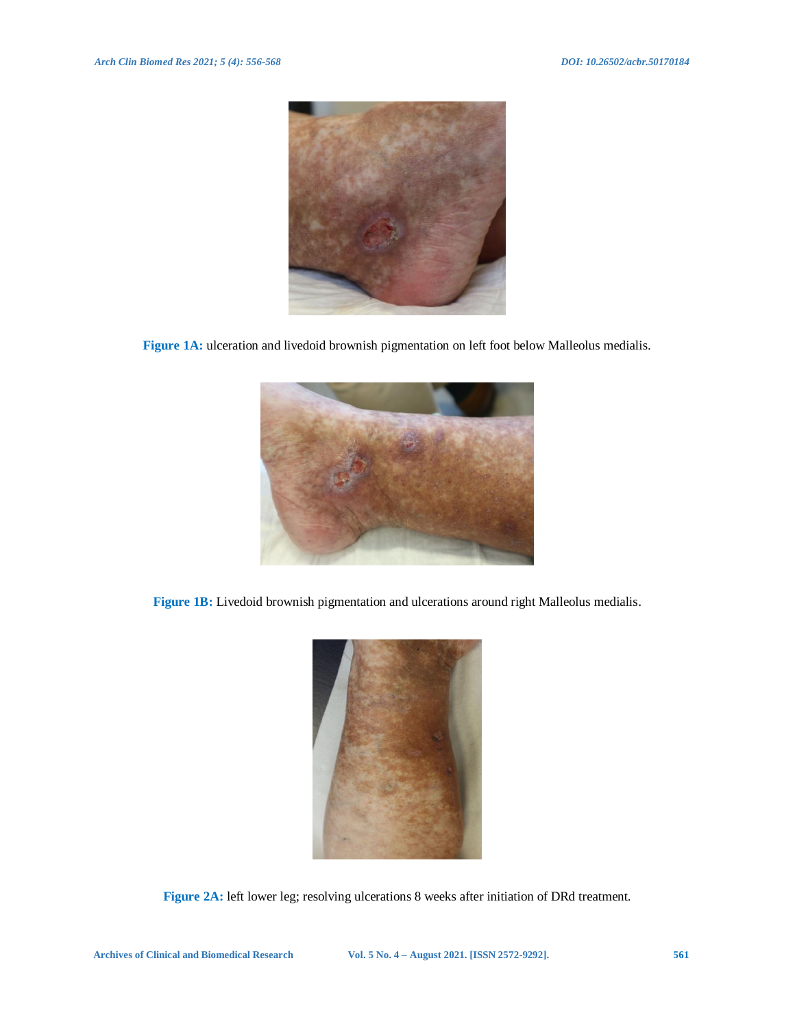**Figure 1A:** ulceration and livedoid brownish pigmentation on left foot below Malleolus medialis.

**Figure 1B:** Livedoid brownish pigmentation and ulcerations around right Malleolus medialis.

**Figure 2A:** left lower leg; resolving ulcerations 8 weeks after initiation of DRd treatment.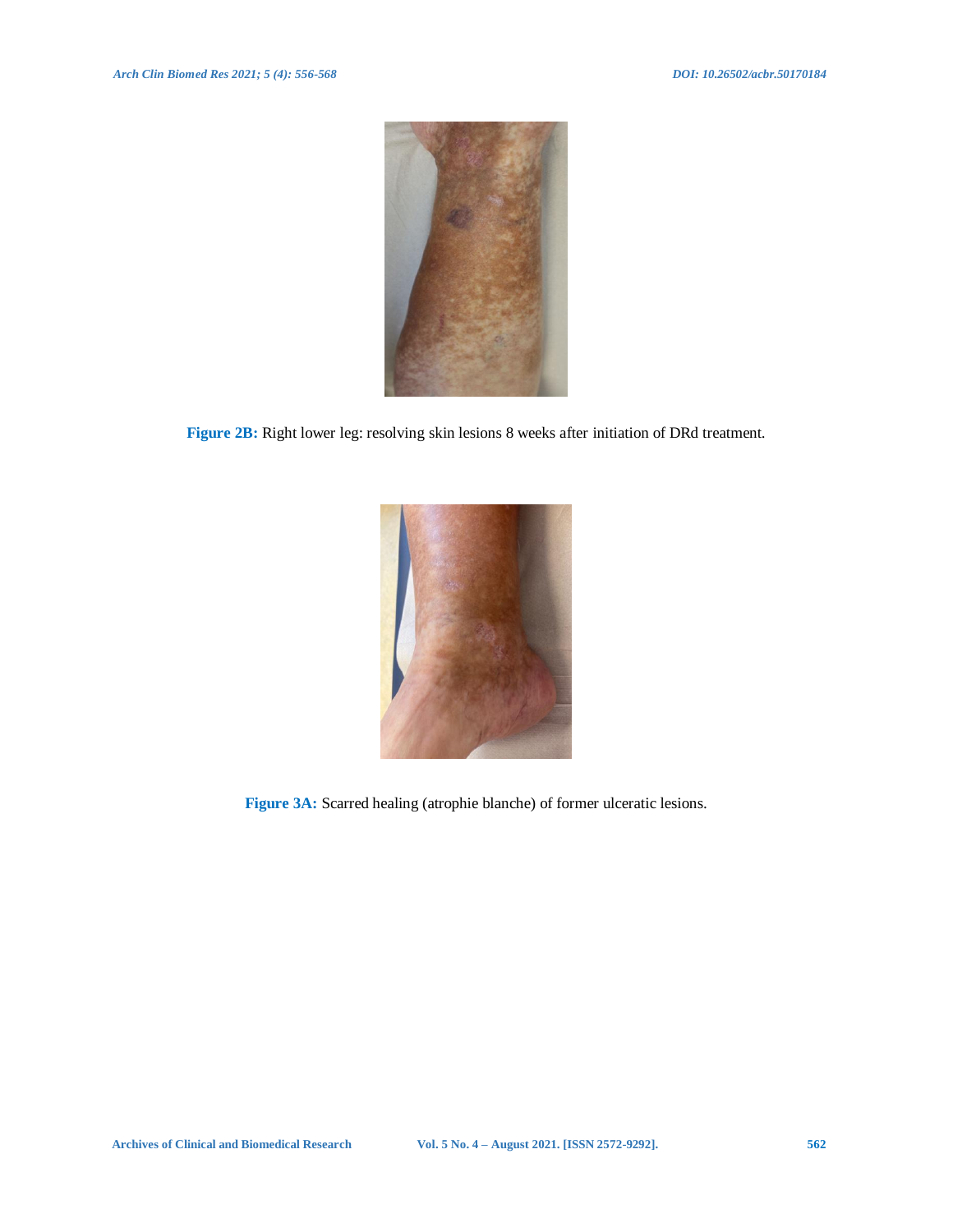**Figure 2B:** Right lower leg: resolving skin lesions 8 weeks after initiation of DRd treatment.

**Figure 3A:** Scarred healing (atrophie blanche) of former ulceratic lesions.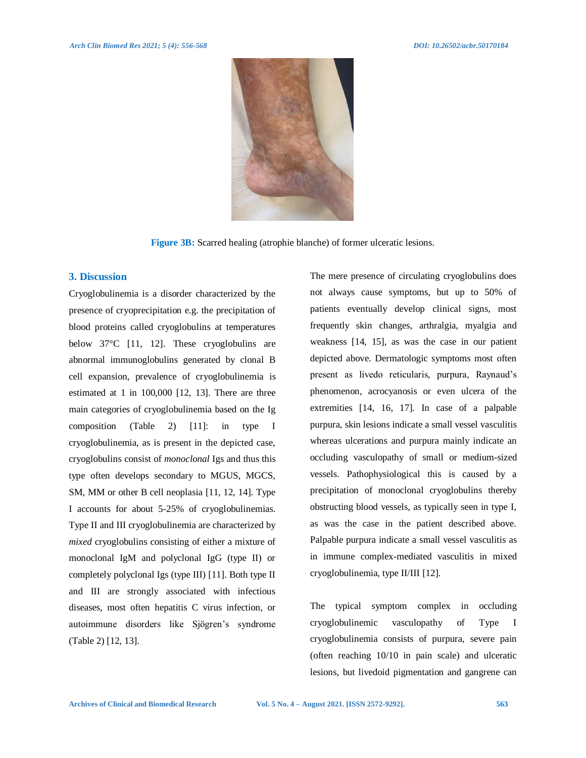**Figure 3B:** Scarred healing (atrophie blanche) of former ulceratic lesions.

## 3. Discussion

Cryoglobulinemia is a disorder characterized by the presence of cryoprecipitation e.g. the precipitation of blood proteins called cryoglobulins at temperatures below 37°C [11, 12]. These cryoglobulins are abnormal immunoglobulins generated by clonal B cell expansion, prevalence of cryoglobulinemia is estimated at 1 in 100,000 [12, 13]. There are three main categories of cryoglobulinemia based on the Ig composition (Table 2) [11]: in type I cryoglobulinemia, as is present in the depicted case, cryoglobulins consist of *monoclonal* Igs and thus this type often develops secondary to MGUS, MGCS, SM, MM or other B cell neoplasia [11, 12, 14]. Type I accounts for about 5-25% of cryoglobulinemias. Type II and III cryoglobulinemia are characterized by *mixed* cryoglobulins consisting of either a mixture of monoclonal IgM and polyclonal IgG (type II) or completely polyclonal Igs (type III) [11]. Both type II and III are strongly associated with infectious diseases, most often hepatitis C virus infection, or autoimmune disorders like Sjögren's syndrome (Table 2) [12, 13].

The mere presence of circulating cryoglobulins does not always cause symptoms, but up to 50% of patients eventually develop clinical signs, most frequently skin changes, arthralgia, myalgia and weakness [14, 15], as was the case in our patient depicted above. Dermatologic symptoms most often present as livedo reticularis, purpura, Raynaud's phenomenon, acrocyanosis or even ulcera of the extremities [14, 16, 17]. In case of a palpable purpura, skin lesions indicate a small vessel vasculitis whereas ulcerations and purpura mainly indicate an occluding vasculopathy of small or medium-sized vessels. Pathophysiological this is caused by a precipitation of monoclonal cryoglobulins thereby obstructing blood vessels, as typically seen in type I, as was the case in the patient described above. Palpable purpura indicate a small vessel vasculitis as in immune complex-mediated vasculitis in mixed cryoglobulinemia, type II/III [12].

The typical symptom complex in occluding cryoglobulinemic vasculopathy of Type I cryoglobulinemia consists of purpura, severe pain (often reaching 10/10 in pain scale) and ulceratic lesions, but livedoid pigmentation and gangrene can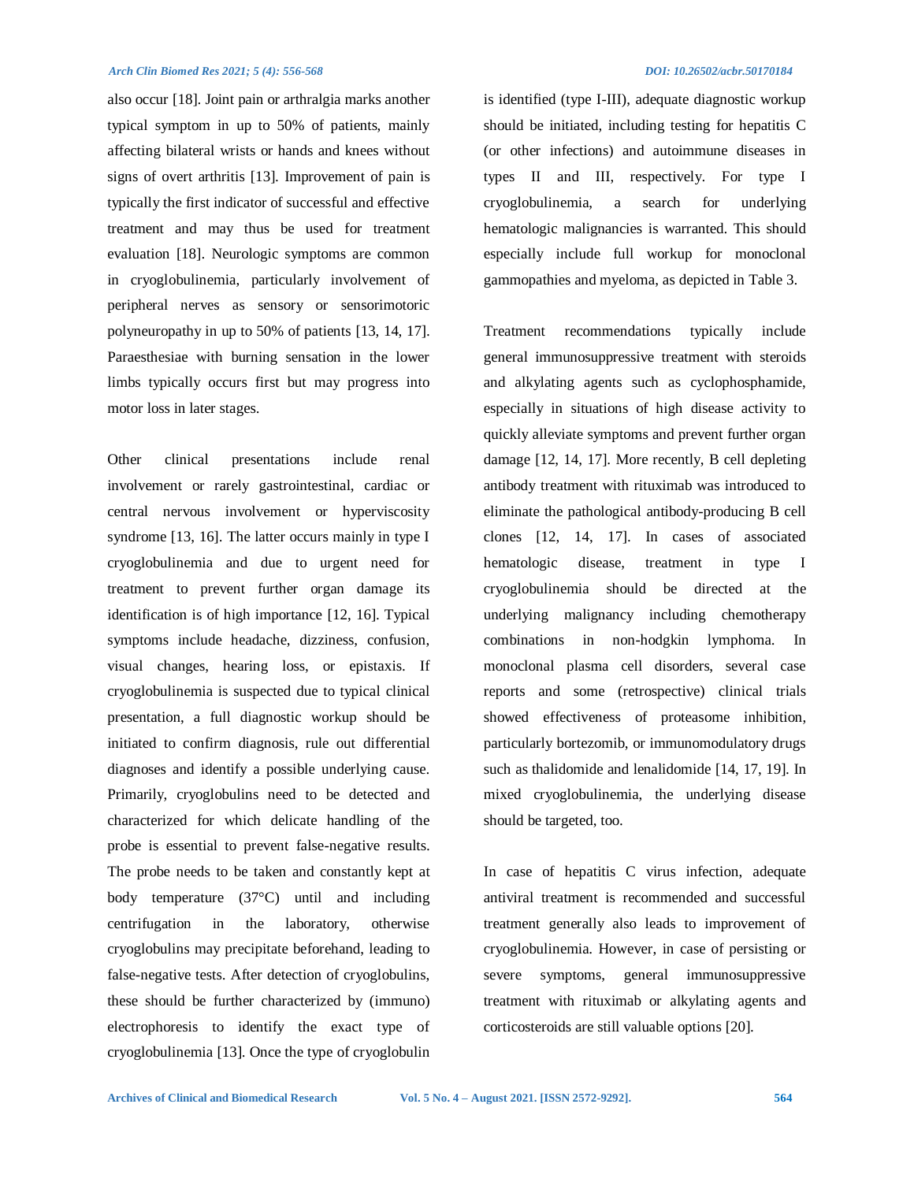also occur [18]. Joint pain or arthralgia marks another typical symptom in up to 50% of patients, mainly affecting bilateral wrists or hands and knees without signs of overt arthritis [13]. Improvement of pain is typically the first indicator of successful and effective treatment and may thus be used for treatment evaluation [18]. Neurologic symptoms are common in cryoglobulinemia, particularly involvement of peripheral nerves as sensory or sensorimotoric polyneuropathy in up to 50% of patients [13, 14, 17]. Paraesthesiae with burning sensation in the lower limbs typically occurs first but may progress into motor loss in later stages.

Other clinical presentations include renal involvement or rarely gastrointestinal, cardiac or central nervous involvement or hyperviscosity syndrome [13, 16]. The latter occurs mainly in type I cryoglobulinemia and due to urgent need for treatment to prevent further organ damage its identification is of high importance [12, 16]. Typical symptoms include headache, dizziness, confusion, visual changes, hearing loss, or epistaxis. If cryoglobulinemia is suspected due to typical clinical presentation, a full diagnostic workup should be initiated to confirm diagnosis, rule out differential diagnoses and identify a possible underlying cause. Primarily, cryoglobulins need to be detected and characterized for which delicate handling of the probe is essential to prevent false-negative results. The probe needs to be taken and constantly kept at body temperature (37°C) until and including centrifugation in the laboratory, otherwise cryoglobulins may precipitate beforehand, leading to false-negative tests. After detection of cryoglobulins, these should be further characterized by (immuno) electrophoresis to identify the exact type of cryoglobulinemia [13]. Once the type of cryoglobulin is identified (type I-III), adequate diagnostic workup should be initiated, including testing for hepatitis C (or other infections) and autoimmune diseases in types II and III, respectively. For type I cryoglobulinemia, a search for underlying hematologic malignancies is warranted. This should especially include full workup for monoclonal gammopathies and myeloma, as depicted in Table 3.

Treatment recommendations typically include general immunosuppressive treatment with steroids and alkylating agents such as cyclophosphamide, especially in situations of high disease activity to quickly alleviate symptoms and prevent further organ damage [12, 14, 17]. More recently, B cell depleting antibody treatment with rituximab was introduced to eliminate the pathological antibody-producing B cell clones [12, 14, 17]. In cases of associated hematologic disease, treatment in type I cryoglobulinemia should be directed at the underlying malignancy including chemotherapy combinations in non-hodgkin lymphoma. In monoclonal plasma cell disorders, several case reports and some (retrospective) clinical trials showed effectiveness of proteasome inhibition, particularly bortezomib, or immunomodulatory drugs such as thalidomide and lenalidomide [14, 17, 19]. In mixed cryoglobulinemia, the underlying disease should be targeted, too.

In case of hepatitis C virus infection, adequate antiviral treatment is recommended and successful treatment generally also leads to improvement of cryoglobulinemia. However, in case of persisting or severe symptoms, general immunosuppressive treatment with rituximab or alkylating agents and corticosteroids are still valuable options [20].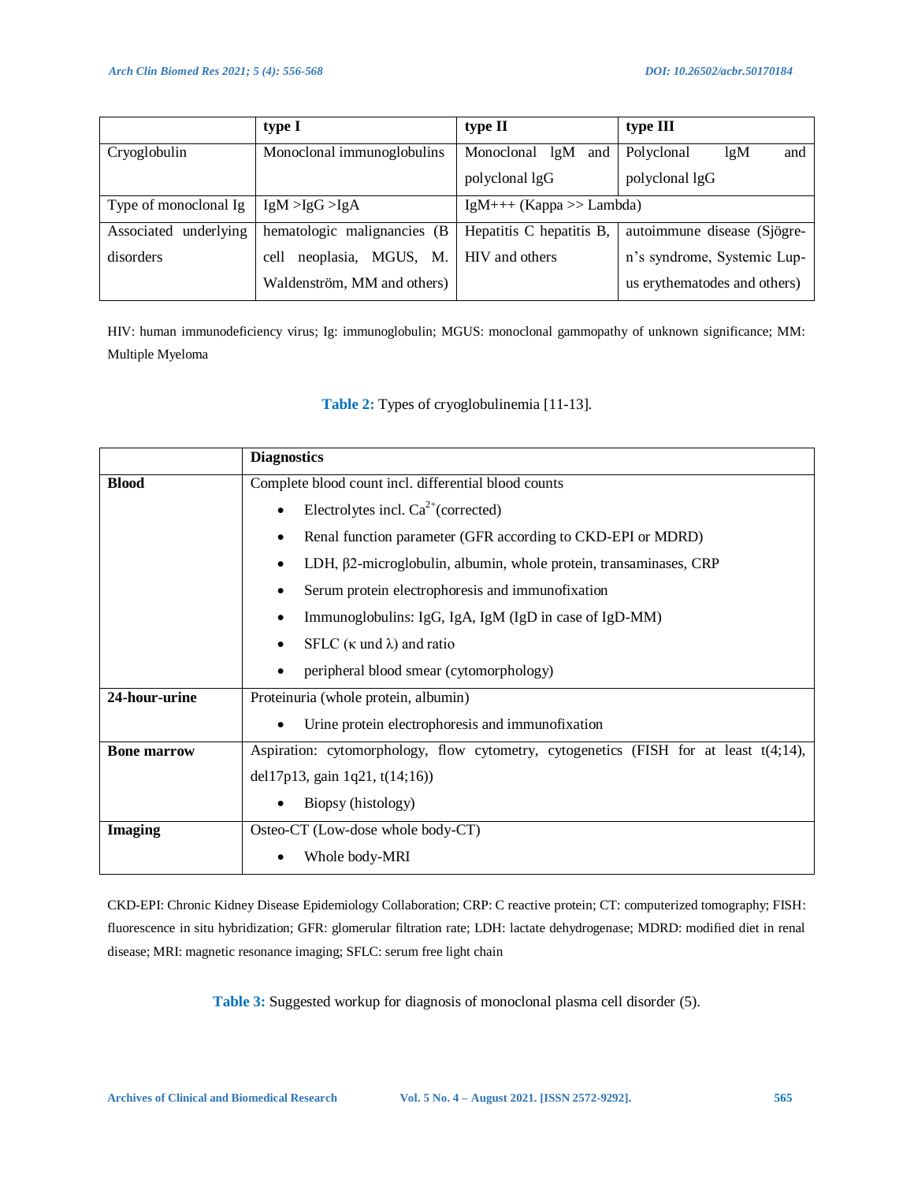| | type I | type II | type III |
|---|---|---|---|
| Cryoglobulin | Monoclonal immunoglobulins | Monoclonal lgM and polyclonal lgG | Polyclonal lgM and polyclonal lgG |
| Type of monoclonal Ig | IgM >IgG >IgA | IgM+++ (Kappa >> Lambda) | |
| Associated underlying disorders | hematologic malignancies (B cell neoplasia, MGUS, M. Waldenström, MM and others) | Hepatitis C hepatitis B, HIV and others | autoimmune disease (Sjögren's syndrome, Systemic Lupus erythematodes and others) |

HIV: human immunodeficiency virus; Ig: immunoglobulin; MGUS: monoclonal gammopathy of unknown significance; MM: Multiple Myeloma

**Table 2:** Types of cryoglobulinemia [11-13].

| | Diagnostics |
|---|---|
| **Blood** | Complete blood count incl. differential blood counts<br>• Electrolytes incl. $Ca^{2+}$(corrected)<br>• Renal function parameter (GFR according to CKD-EPI or MDRD)<br>• LDH, β2-microglobulin, albumin, whole protein, transaminases, CRP<br>• Serum protein electrophoresis and immunofixation<br>• Immunoglobulins: IgG, IgA, IgM (IgD in case of IgD-MM)<br>• SFLC (κ und λ) and ratio<br>• peripheral blood smear (cytomorphology) |
| **24-hour-urine** | Proteinuria (whole protein, albumin)<br>• Urine protein electrophoresis and immunofixation |
| **Bone marrow** | Aspiration: cytomorphology, flow cytometry, cytogenetics (FISH for at least t(4;14), del17p13, gain 1q21, t(14;16))<br>• Biopsy (histology) |
| **Imaging** | Osteo-CT (Low-dose whole body-CT)<br>• Whole body-MRI |

CKD-EPI: Chronic Kidney Disease Epidemiology Collaboration; CRP: C reactive protein; CT: computerized tomography; FISH: fluorescence in situ hybridization; GFR: glomerular filtration rate; LDH: lactate dehydrogenase; MDRD: modified diet in renal disease; MRI: magnetic resonance imaging; SFLC: serum free light chain

**Table 3:** Suggested workup for diagnosis of monoclonal plasma cell disorder (5).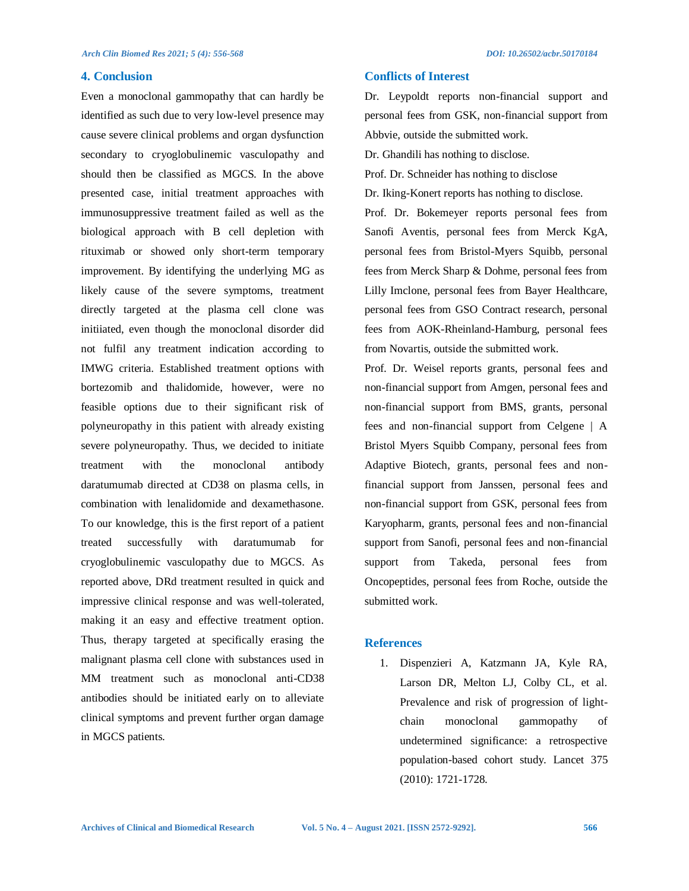## 4. Conclusion

Even a monoclonal gammopathy that can hardly be identified as such due to very low-level presence may cause severe clinical problems and organ dysfunction secondary to cryoglobulinemic vasculopathy and should then be classified as MGCS. In the above presented case, initial treatment approaches with immunosuppressive treatment failed as well as the biological approach with B cell depletion with rituximab or showed only short-term temporary improvement. By identifying the underlying MG as likely cause of the severe symptoms, treatment directly targeted at the plasma cell clone was initiiated, even though the monoclonal disorder did not fulfil any treatment indication according to IMWG criteria. Established treatment options with bortezomib and thalidomide, however, were no feasible options due to their significant risk of polyneuropathy in this patient with already existing severe polyneuropathy. Thus, we decided to initiate treatment with the monoclonal antibody daratumumab directed at CD38 on plasma cells, in combination with lenalidomide and dexamethasone. To our knowledge, this is the first report of a patient treated successfully with daratumumab for cryoglobulinemic vasculopathy due to MGCS. As reported above, DRd treatment resulted in quick and impressive clinical response and was well-tolerated, making it an easy and effective treatment option. Thus, therapy targeted at specifically erasing the malignant plasma cell clone with substances used in MM treatment such as monoclonal anti-CD38 antibodies should be initiated early on to alleviate clinical symptoms and prevent further organ damage in MGCS patients.

## Conflicts of Interest

Dr. Leypoldt reports non-financial support and personal fees from GSK, non-financial support from Abbvie, outside the submitted work.

Dr. Ghandili has nothing to disclose.

Prof. Dr. Schneider has nothing to disclose

Dr. Iking-Konert reports has nothing to disclose.

Prof. Dr. Bokemeyer reports personal fees from Sanofi Aventis, personal fees from Merck KgA, personal fees from Bristol-Myers Squibb, personal fees from Merck Sharp & Dohme, personal fees from Lilly Imclone, personal fees from Bayer Healthcare, personal fees from GSO Contract research, personal fees from AOK-Rheinland-Hamburg, personal fees from Novartis, outside the submitted work.

Prof. Dr. Weisel reports grants, personal fees and non-financial support from Amgen, personal fees and non-financial support from BMS, grants, personal fees and non-financial support from Celgene | A Bristol Myers Squibb Company, personal fees from Adaptive Biotech, grants, personal fees and non-financial support from Janssen, personal fees and non-financial support from GSK, personal fees from Karyopharm, grants, personal fees and non-financial support from Sanofi, personal fees and non-financial support from Takeda, personal fees from Oncopeptides, personal fees from Roche, outside the submitted work.

## References

1. Dispenzieri A, Katzmann JA, Kyle RA, Larson DR, Melton LJ, Colby CL, et al. Prevalence and risk of progression of light-chain monoclonal gammopathy of undetermined significance: a retrospective population-based cohort study. Lancet 375 (2010): 1721-1728.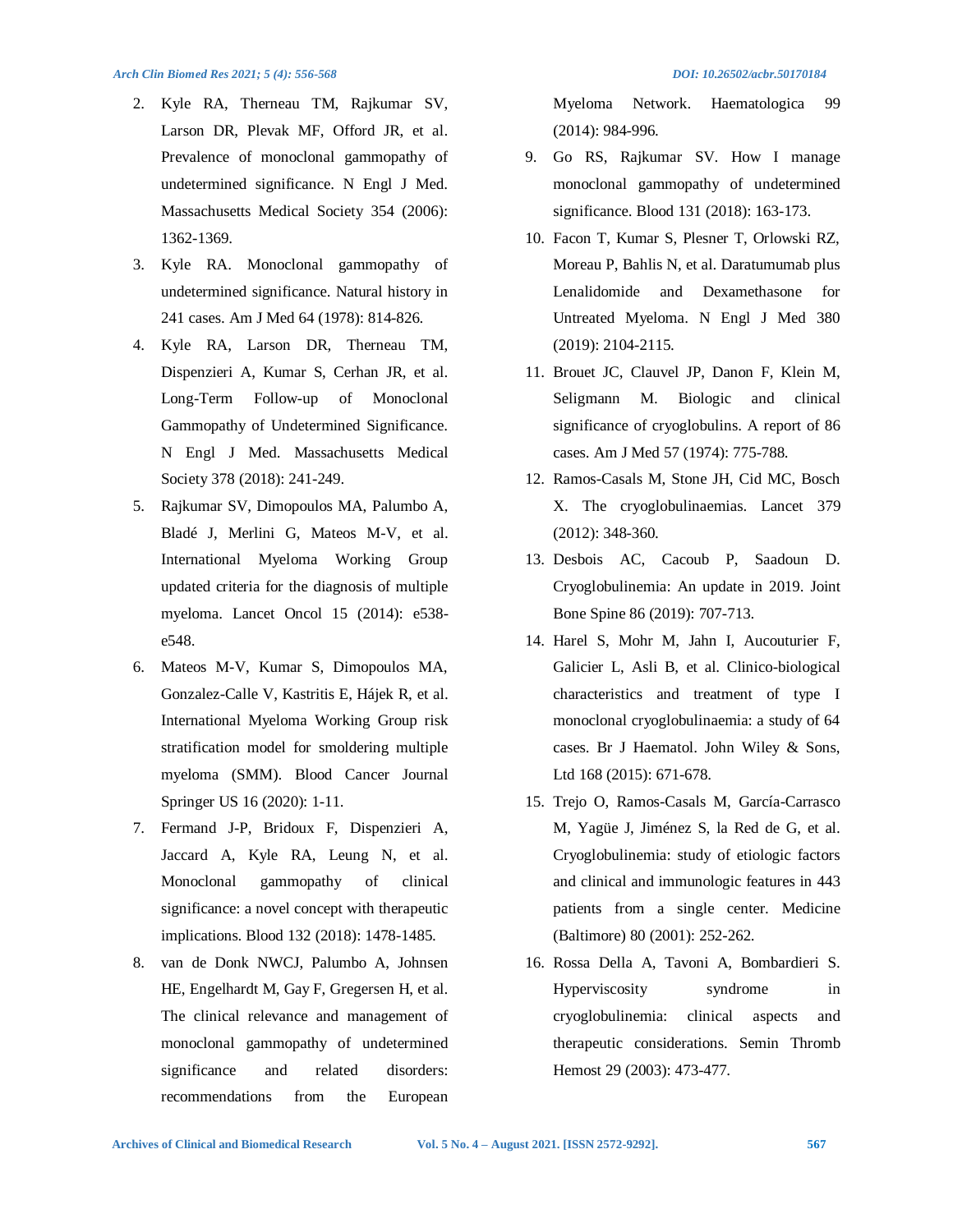2. Kyle RA, Therneau TM, Rajkumar SV, Larson DR, Plevak MF, Offord JR, et al. Prevalence of monoclonal gammopathy of undetermined significance. N Engl J Med. Massachusetts Medical Society 354 (2006): 1362-1369.
3. Kyle RA. Monoclonal gammopathy of undetermined significance. Natural history in 241 cases. Am J Med 64 (1978): 814-826.
4. Kyle RA, Larson DR, Therneau TM, Dispenzieri A, Kumar S, Cerhan JR, et al. Long-Term Follow-up of Monoclonal Gammopathy of Undetermined Significance. N Engl J Med. Massachusetts Medical Society 378 (2018): 241-249.
5. Rajkumar SV, Dimopoulos MA, Palumbo A, Bladé J, Merlini G, Mateos M-V, et al. International Myeloma Working Group updated criteria for the diagnosis of multiple myeloma. Lancet Oncol 15 (2014): e538-e548.
6. Mateos M-V, Kumar S, Dimopoulos MA, Gonzalez-Calle V, Kastritis E, Hájek R, et al. International Myeloma Working Group risk stratification model for smoldering multiple myeloma (SMM). Blood Cancer Journal Springer US 16 (2020): 1-11.
7. Fermand J-P, Bridoux F, Dispenzieri A, Jaccard A, Kyle RA, Leung N, et al. Monoclonal gammopathy of clinical significance: a novel concept with therapeutic implications. Blood 132 (2018): 1478-1485.
8. van de Donk NWCJ, Palumbo A, Johnsen HE, Engelhardt M, Gay F, Gregersen H, et al. The clinical relevance and management of monoclonal gammopathy of undetermined significance and related disorders: recommendations from the European Myeloma Network. Haematologica 99 (2014): 984-996.
9. Go RS, Rajkumar SV. How I manage monoclonal gammopathy of undetermined significance. Blood 131 (2018): 163-173.
10. Facon T, Kumar S, Plesner T, Orlowski RZ, Moreau P, Bahlis N, et al. Daratumumab plus Lenalidomide and Dexamethasone for Untreated Myeloma. N Engl J Med 380 (2019): 2104-2115.
11. Brouet JC, Clauvel JP, Danon F, Klein M, Seligmann M. Biologic and clinical significance of cryoglobulins. A report of 86 cases. Am J Med 57 (1974): 775-788.
12. Ramos-Casals M, Stone JH, Cid MC, Bosch X. The cryoglobulinaemias. Lancet 379 (2012): 348-360.
13. Desbois AC, Cacoub P, Saadoun D. Cryoglobulinemia: An update in 2019. Joint Bone Spine 86 (2019): 707-713.
14. Harel S, Mohr M, Jahn I, Aucouturier F, Galicier L, Asli B, et al. Clinico-biological characteristics and treatment of type I monoclonal cryoglobulinaemia: a study of 64 cases. Br J Haematol. John Wiley & Sons, Ltd 168 (2015): 671-678.
15. Trejo O, Ramos-Casals M, García-Carrasco M, Yagüe J, Jiménez S, la Red de G, et al. Cryoglobulinemia: study of etiologic factors and clinical and immunologic features in 443 patients from a single center. Medicine (Baltimore) 80 (2001): 252-262.
16. Rossa Della A, Tavoni A, Bombardieri S. Hyperviscosity syndrome in cryoglobulinemia: clinical aspects and therapeutic considerations. Semin Thromb Hemost 29 (2003): 473-477.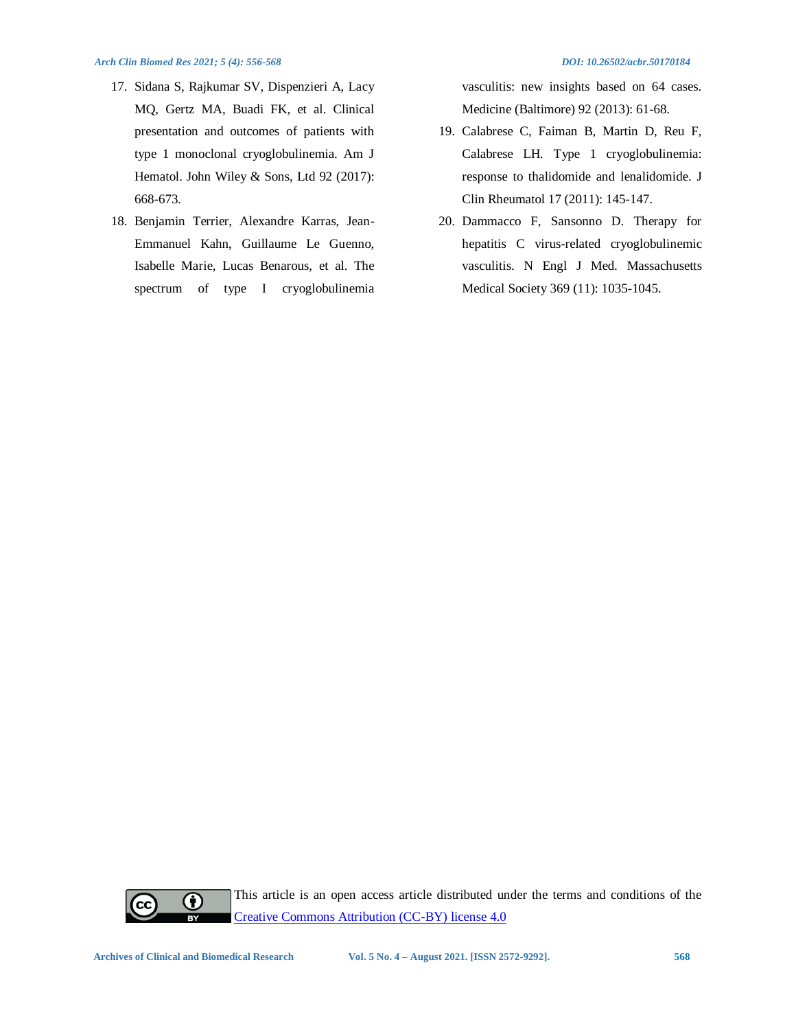17. Sidana S, Rajkumar SV, Dispenzieri A, Lacy MQ, Gertz MA, Buadi FK, et al. Clinical presentation and outcomes of patients with type 1 monoclonal cryoglobulinemia. Am J Hematol. John Wiley & Sons, Ltd 92 (2017): 668-673.
18. Benjamin Terrier, Alexandre Karras, Jean-Emmanuel Kahn, Guillaume Le Guenno, Isabelle Marie, Lucas Benarous, et al. The spectrum of type I cryoglobulinemia vasculitis: new insights based on 64 cases. Medicine (Baltimore) 92 (2013): 61-68.
19. Calabrese C, Faiman B, Martin D, Reu F, Calabrese LH. Type 1 cryoglobulinemia: response to thalidomide and lenalidomide. J Clin Rheumatol 17 (2011): 145-147.
20. Dammacco F, Sansonno D. Therapy for hepatitis C virus-related cryoglobulinemic vasculitis. N Engl J Med. Massachusetts Medical Society 369 (11): 1035-1045.

This article is an open access article distributed under the terms and conditions of the [Creative Commons Attribution (CC-BY) license 4.0]